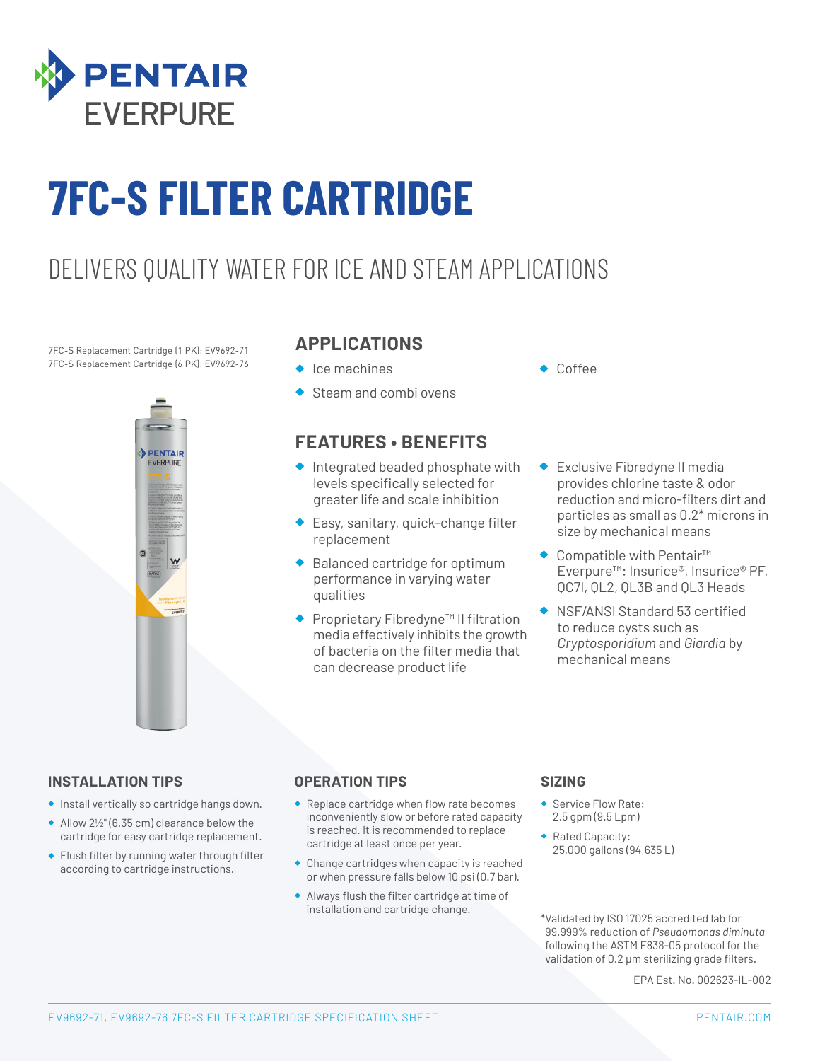PENTAIR
EVERPURE

# 7FC-S FILTER CARTRIDGE

## DELIVERS QUALITY WATER FOR ICE AND STEAM APPLICATIONS

7FC-S Replacement Cartridge (1 PK): EV9692-71
7FC-S Replacement Cartridge (6 PK): EV9692-76

### APPLICATIONS

- Ice machines
- Steam and combi ovens
- Coffee

### FEATURES • BENEFITS

- Integrated beaded phosphate with levels specifically selected for greater life and scale inhibition
- Easy, sanitary, quick-change filter replacement
- Balanced cartridge for optimum performance in varying water qualities
- Proprietary Fibredyne™ II filtration media effectively inhibits the growth of bacteria on the filter media that can decrease product life
- Exclusive Fibredyne II media provides chlorine taste & odor reduction and micro-filters dirt and particles as small as 0.2* microns in size by mechanical means
- Compatible with Pentair™ Everpure™: Insurice®, Insurice® PF, QC7I, QL2, QL3B and QL3 Heads
- NSF/ANSI Standard 53 certified to reduce cysts such as *Cryptosporidium* and *Giardia* by mechanical means

### INSTALLATION TIPS

- Install vertically so cartridge hangs down.
- Allow 2½" (6.35 cm) clearance below the cartridge for easy cartridge replacement.
- Flush filter by running water through filter according to cartridge instructions.

### OPERATION TIPS

- Replace cartridge when flow rate becomes inconveniently slow or before rated capacity is reached. It is recommended to replace cartridge at least once per year.
- Change cartridges when capacity is reached or when pressure falls below 10 psi (0.7 bar).
- Always flush the filter cartridge at time of installation and cartridge change.

### SIZING

- Service Flow Rate: 2.5 gpm (9.5 Lpm)
- Rated Capacity: 25,000 gallons (94,635 L)

*Validated by ISO 17025 accredited lab for 99.999% reduction of *Pseudomonas diminuta* following the ASTM F838-05 protocol for the validation of 0.2 µm sterilizing grade filters.

EPA Est. No. 002623-IL-002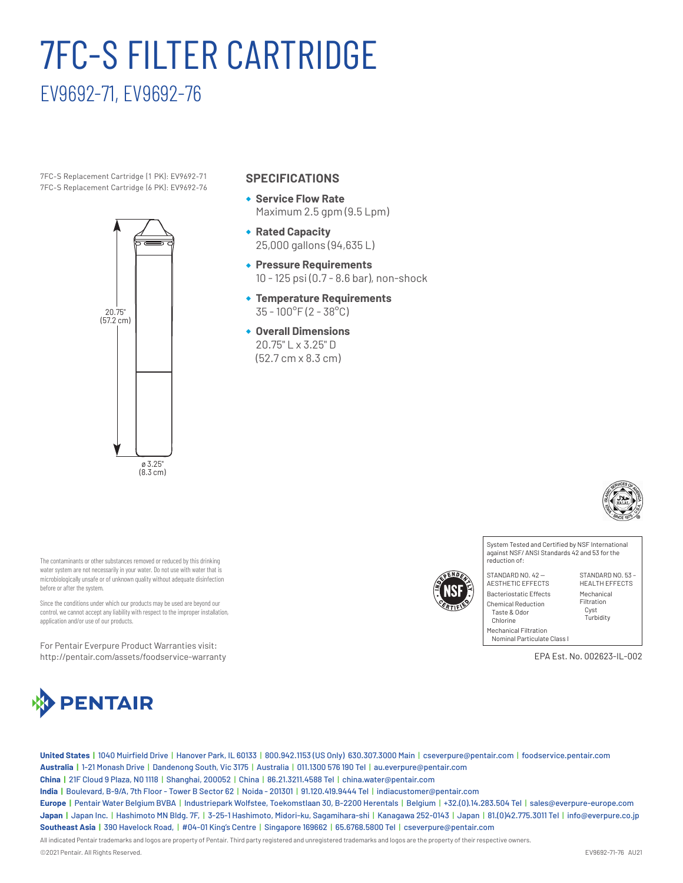# 7FC-S FILTER CARTRIDGE

## EV9692-71, EV9692-76

7FC-S Replacement Cartridge (1 PK): EV9692-71
7FC-S Replacement Cartridge (6 PK): EV9692-76

20.75"
(57.2 cm)

ø 3.25"
(8.3 cm)

### SPECIFICATIONS

- **Service Flow Rate**
  Maximum 2.5 gpm (9.5 Lpm)
- **Rated Capacity**
  25,000 gallons (94,635 L)
- **Pressure Requirements**
  10 - 125 psi (0.7 - 8.6 bar), non-shock
- **Temperature Requirements**
  35 - 100°F (2 - 38°C)
- **Overall Dimensions**
  20.75" L x 3.25" D
  (52.7 cm x 8.3 cm)

The contaminants or other substances removed or reduced by this drinking water system are not necessarily in your water. Do not use with water that is microbiologically unsafe or of unknown quality without adequate disinfection before or after the system.

Since the conditions under which our products may be used are beyond our control, we cannot accept any liability with respect to the improper installation, application and/or use of our products.

For Pentair Everpure Product Warranties visit:
http://pentair.com/assets/foodservice-warranty

System Tested and Certified by NSF International against NSF/ ANSI Standards 42 and 53 for the reduction of:

| STANDARD NO. 42 – AESTHETIC EFFECTS | STANDARD NO. 53 – HEALTH EFFECTS |
|---|---|
| Bacteriostatic Effects | Mechanical Filtration |
| Chemical Reduction | Cyst |
| Taste & Odor | Turbidity |
| Chlorine | |
| Mechanical Filtration | |
| Nominal Particulate Class I | |

EPA Est. No. 002623-IL-002

PENTAIR

**United States** | 1040 Muirfield Drive | Hanover Park, IL 60133 | 800.942.1153 (US Only) 630.307.3000 Main | cseverpure@pentair.com | foodservice.pentair.com
**Australia** | 1-21 Monash Drive | Dandenong South, Vic 3175 | Australia | 011.1300 576 190 Tel | au.everpure@pentair.com
**China** | 21F Cloud 9 Plaza, N0 1118 | Shanghai, 200052 | China | 86.21.3211.4588 Tel | china.water@pentair.com
**India** | Boulevard, B-9/A, 7th Floor - Tower B Sector 62 | Noida - 201301 | 91.120.419.9444 Tel | indiacustomer@pentair.com
**Europe** | Pentair Water Belgium BVBA | Industriepark Wolfstee, Toekomstlaan 30, B-2200 Herentals | Belgium | +32.(0).14.283.504 Tel | sales@everpure-europe.com
**Japan** | Japan Inc. | Hashimoto MN Bldg. 7F, | 3-25-1 Hashimoto, Midori-ku, Sagamihara-shi | Kanagawa 252-0143 | Japan | 81.(0)42.775.3011 Tel | info@everpure.co.jp
**Southeast Asia** | 390 Havelock Road, | #04-01 King's Centre | Singapore 169662 | 65.6768.5800 Tel | cseverpure@pentair.com

All indicated Pentair trademarks and logos are property of Pentair. Third party registered and unregistered trademarks and logos are the property of their respective owners.

©2021 Pentair. All Rights Reserved.

EV9692-71-76 AU21